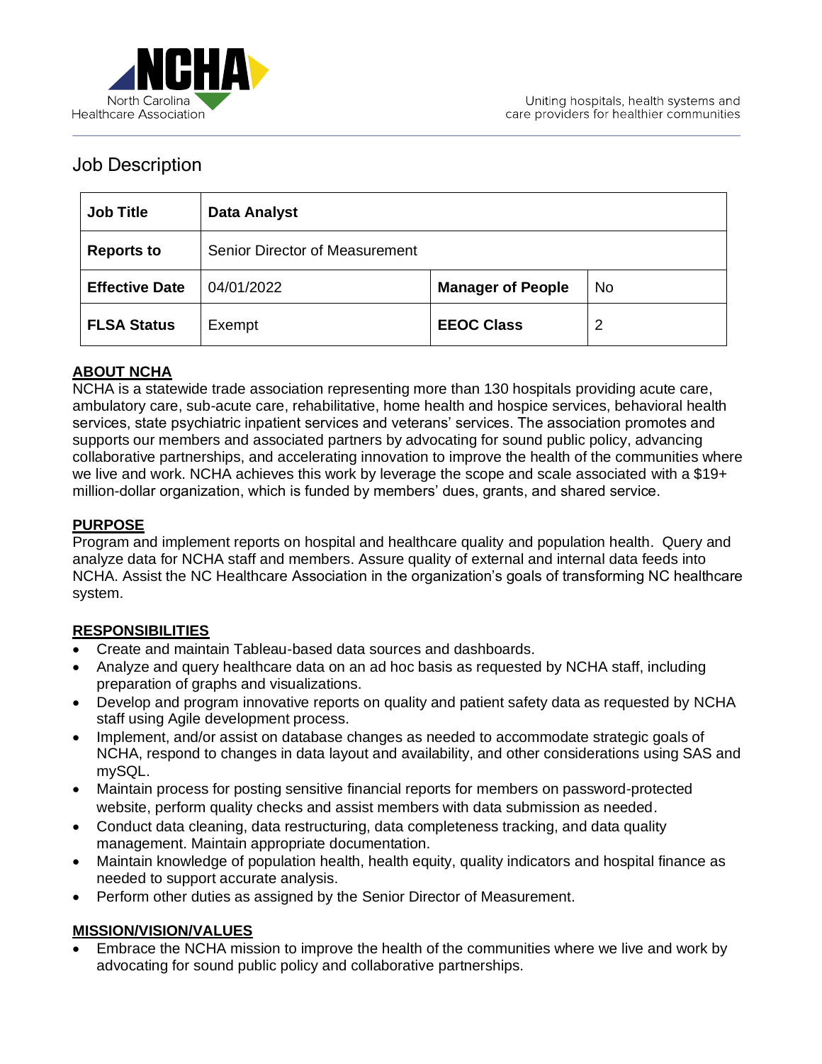North Carolina Healthcare Association

Uniting hospitals, health systems and care providers for healthier communities

# Job Description

| Job Title | Data Analyst | | |
|---|---|---|---|
| Reports to | Senior Director of Measurement | | |
| Effective Date | 04/01/2022 | Manager of People | No |
| FLSA Status | Exempt | EEOC Class | 2 |

## ABOUT NCHA

NCHA is a statewide trade association representing more than 130 hospitals providing acute care, ambulatory care, sub-acute care, rehabilitative, home health and hospice services, behavioral health services, state psychiatric inpatient services and veterans' services. The association promotes and supports our members and associated partners by advocating for sound public policy, advancing collaborative partnerships, and accelerating innovation to improve the health of the communities where we live and work. NCHA achieves this work by leverage the scope and scale associated with a $19+ million-dollar organization, which is funded by members' dues, grants, and shared service.

## PURPOSE

Program and implement reports on hospital and healthcare quality and population health. Query and analyze data for NCHA staff and members. Assure quality of external and internal data feeds into NCHA. Assist the NC Healthcare Association in the organization's goals of transforming NC healthcare system.

## RESPONSIBILITIES

- Create and maintain Tableau-based data sources and dashboards.
- Analyze and query healthcare data on an ad hoc basis as requested by NCHA staff, including preparation of graphs and visualizations.
- Develop and program innovative reports on quality and patient safety data as requested by NCHA staff using Agile development process.
- Implement, and/or assist on database changes as needed to accommodate strategic goals of NCHA, respond to changes in data layout and availability, and other considerations using SAS and mySQL.
- Maintain process for posting sensitive financial reports for members on password-protected website, perform quality checks and assist members with data submission as needed.
- Conduct data cleaning, data restructuring, data completeness tracking, and data quality management. Maintain appropriate documentation.
- Maintain knowledge of population health, health equity, quality indicators and hospital finance as needed to support accurate analysis.
- Perform other duties as assigned by the Senior Director of Measurement.

## MISSION/VISION/VALUES

- Embrace the NCHA mission to improve the health of the communities where we live and work by advocating for sound public policy and collaborative partnerships.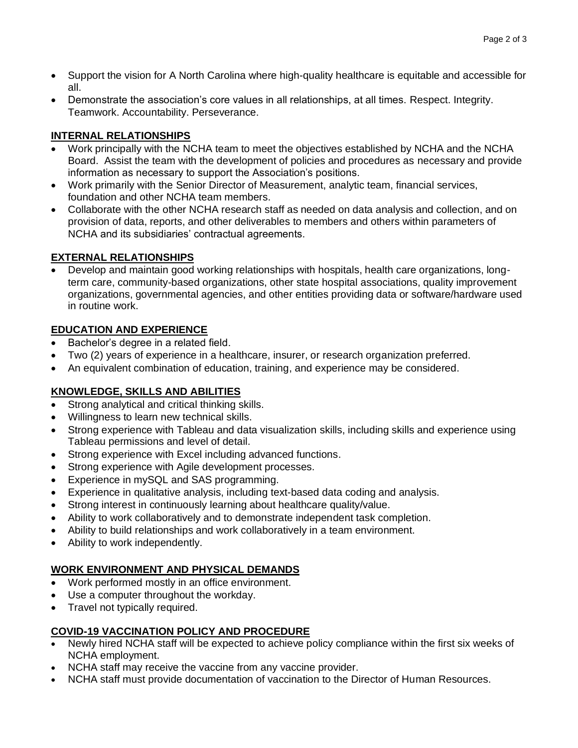- Support the vision for A North Carolina where high-quality healthcare is equitable and accessible for all.
- Demonstrate the association's core values in all relationships, at all times. Respect. Integrity. Teamwork. Accountability. Perseverance.

## INTERNAL RELATIONSHIPS

- Work principally with the NCHA team to meet the objectives established by NCHA and the NCHA Board. Assist the team with the development of policies and procedures as necessary and provide information as necessary to support the Association's positions.
- Work primarily with the Senior Director of Measurement, analytic team, financial services, foundation and other NCHA team members.
- Collaborate with the other NCHA research staff as needed on data analysis and collection, and on provision of data, reports, and other deliverables to members and others within parameters of NCHA and its subsidiaries' contractual agreements.

## EXTERNAL RELATIONSHIPS

- Develop and maintain good working relationships with hospitals, health care organizations, long-term care, community-based organizations, other state hospital associations, quality improvement organizations, governmental agencies, and other entities providing data or software/hardware used in routine work.

## EDUCATION AND EXPERIENCE

- Bachelor's degree in a related field.
- Two (2) years of experience in a healthcare, insurer, or research organization preferred.
- An equivalent combination of education, training, and experience may be considered.

## KNOWLEDGE, SKILLS AND ABILITIES

- Strong analytical and critical thinking skills.
- Willingness to learn new technical skills.
- Strong experience with Tableau and data visualization skills, including skills and experience using Tableau permissions and level of detail.
- Strong experience with Excel including advanced functions.
- Strong experience with Agile development processes.
- Experience in mySQL and SAS programming.
- Experience in qualitative analysis, including text-based data coding and analysis.
- Strong interest in continuously learning about healthcare quality/value.
- Ability to work collaboratively and to demonstrate independent task completion.
- Ability to build relationships and work collaboratively in a team environment.
- Ability to work independently.

## WORK ENVIRONMENT AND PHYSICAL DEMANDS

- Work performed mostly in an office environment.
- Use a computer throughout the workday.
- Travel not typically required.

## COVID-19 VACCINATION POLICY AND PROCEDURE

- Newly hired NCHA staff will be expected to achieve policy compliance within the first six weeks of NCHA employment.
- NCHA staff may receive the vaccine from any vaccine provider.
- NCHA staff must provide documentation of vaccination to the Director of Human Resources.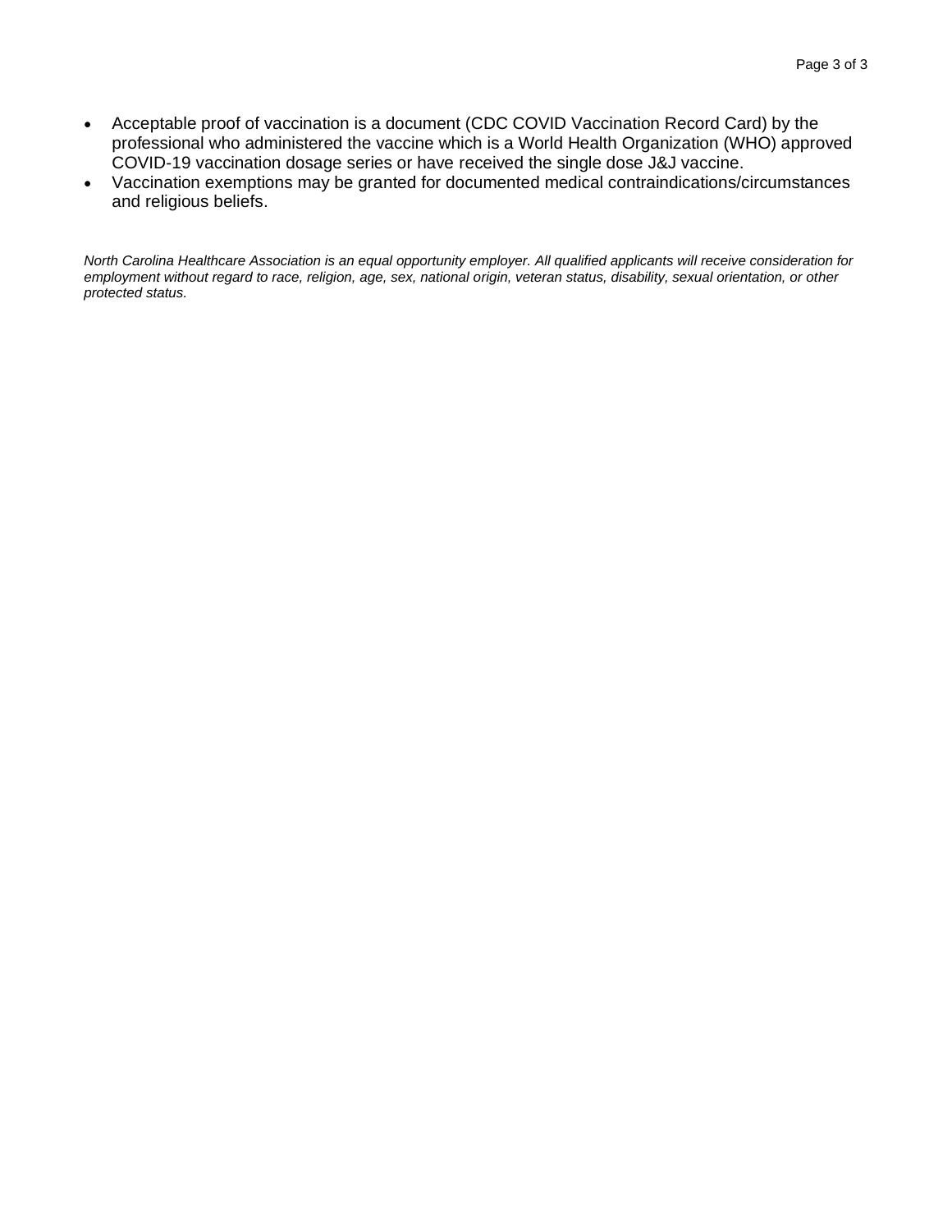- Acceptable proof of vaccination is a document (CDC COVID Vaccination Record Card) by the professional who administered the vaccine which is a World Health Organization (WHO) approved COVID-19 vaccination dosage series or have received the single dose J&J vaccine.
- Vaccination exemptions may be granted for documented medical contraindications/circumstances and religious beliefs.

*North Carolina Healthcare Association is an equal opportunity employer. All qualified applicants will receive consideration for employment without regard to race, religion, age, sex, national origin, veteran status, disability, sexual orientation, or other protected status.*